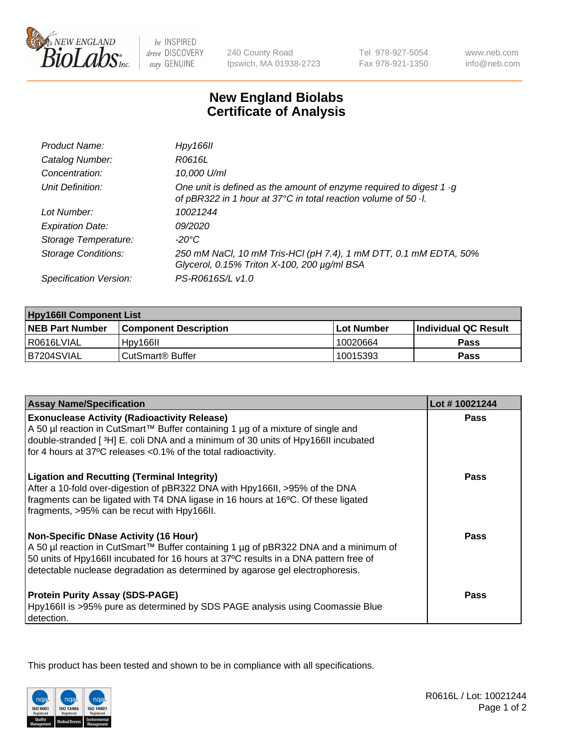New England Biolabs Inc. — be INSPIRED drive DISCOVERY stay GENUINE

240 County Road
Ipswich, MA 01938-2723

Tel 978-927-5054
Fax 978-921-1350

www.neb.com
info@neb.com

# New England Biolabs
# Certificate of Analysis

| | |
|---|---|
| *Product Name:* | *Hpy166II* |
| *Catalog Number:* | *R0616L* |
| *Concentration:* | *10,000 U/ml* |
| *Unit Definition:* | *One unit is defined as the amount of enzyme required to digest 1 ·g of pBR322 in 1 hour at 37°C in total reaction volume of 50 ·l.* |
| *Lot Number:* | *10021244* |
| *Expiration Date:* | *09/2020* |
| *Storage Temperature:* | *-20°C* |
| *Storage Conditions:* | *250 mM NaCl, 10 mM Tris-HCl (pH 7.4), 1 mM DTT, 0.1 mM EDTA, 50% Glycerol, 0.15% Triton X-100, 200 µg/ml BSA* |
| *Specification Version:* | *PS-R0616S/L v1.0* |

| **Hpy166II Component List** | | | |
|---|---|---|---|
| **NEB Part Number** | **Component Description** | **Lot Number** | **Individual QC Result** |
| R0616LVIAL | Hpy166II | 10020664 | **Pass** |
| B7204SVIAL | CutSmart® Buffer | 10015393 | **Pass** |

| **Assay Name/Specification** | **Lot # 10021244** |
|---|---|
| **Exonuclease Activity (Radioactivity Release)** A 50 µl reaction in CutSmart™ Buffer containing 1 µg of a mixture of single and double-stranded [ $^3$H] E. coli DNA and a minimum of 30 units of Hpy166II incubated for 4 hours at 37ºC releases <0.1% of the total radioactivity. | **Pass** |
| **Ligation and Recutting (Terminal Integrity)** After a 10-fold over-digestion of pBR322 DNA with Hpy166II, >95% of the DNA fragments can be ligated with T4 DNA ligase in 16 hours at 16ºC. Of these ligated fragments, >95% can be recut with Hpy166II. | **Pass** |
| **Non-Specific DNase Activity (16 Hour)** A 50 µl reaction in CutSmart™ Buffer containing 1 µg of pBR322 DNA and a minimum of 50 units of Hpy166II incubated for 16 hours at 37ºC results in a DNA pattern free of detectable nuclease degradation as determined by agarose gel electrophoresis. | **Pass** |
| **Protein Purity Assay (SDS-PAGE)** Hpy166II is >95% pure as determined by SDS PAGE analysis using Coomassie Blue detection. | **Pass** |

This product has been tested and shown to be in compliance with all specifications.

R0616L / Lot: 10021244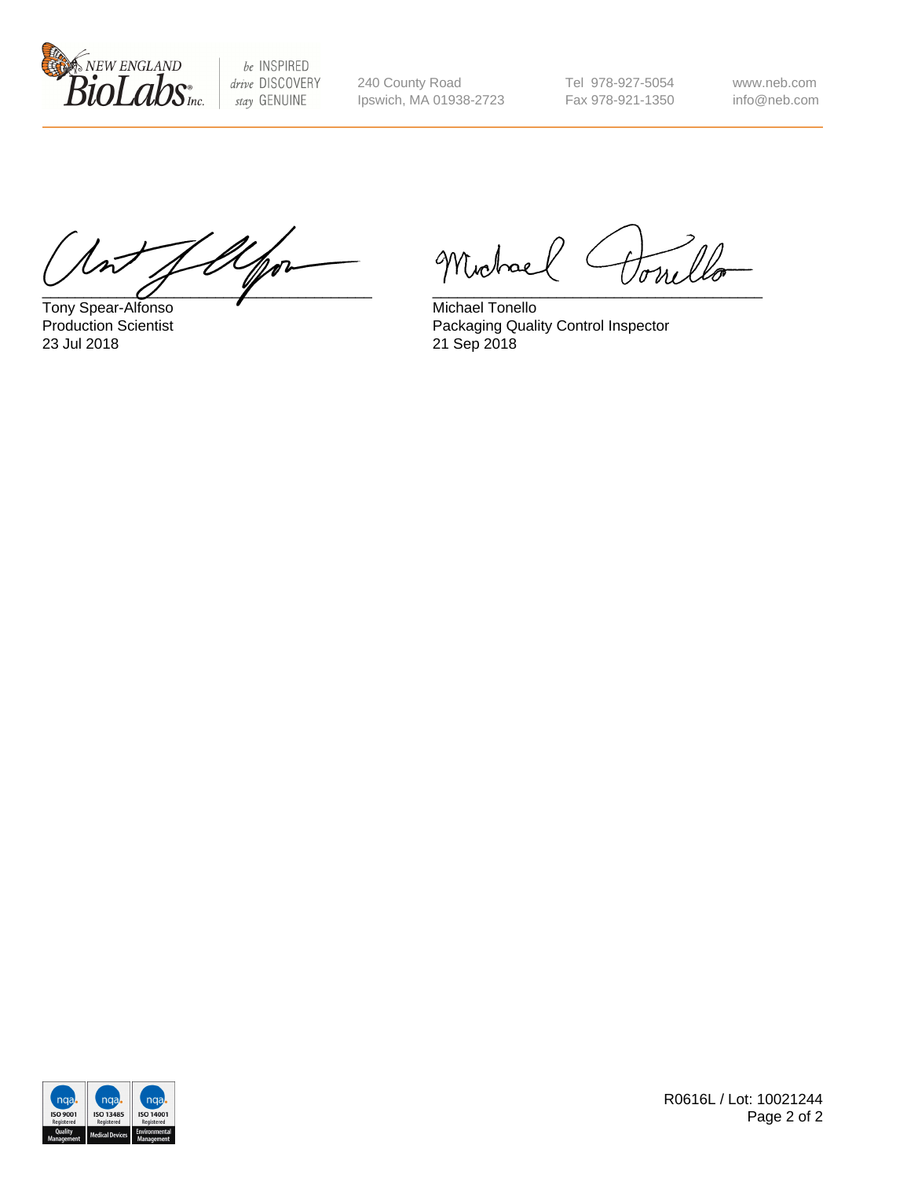240 County Road
Ipswich, MA 01938-2723

Tel 978-927-5054
Fax 978-921-1350

www.neb.com
info@neb.com

Tony Spear-Alfonso
Production Scientist
23 Jul 2018

Michael Tonello
Packaging Quality Control Inspector
21 Sep 2018

R0616L / Lot: 10021244